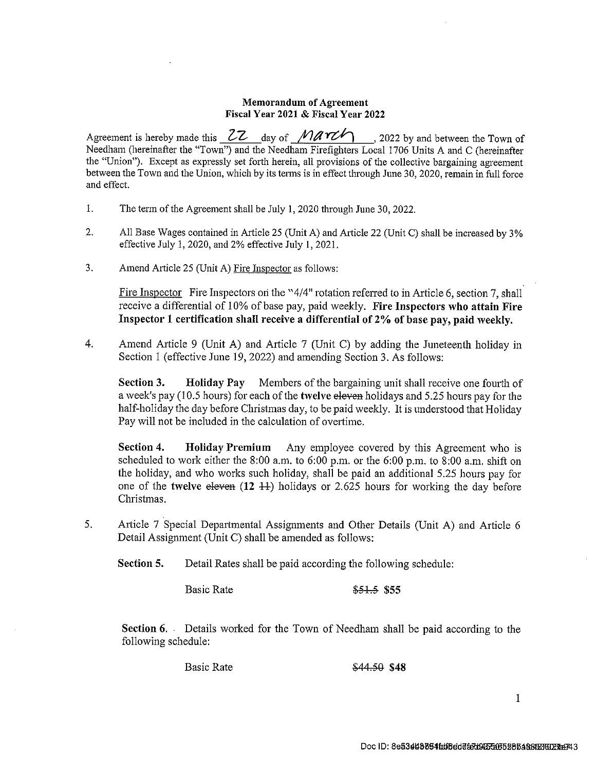**Memorandum of Agreement**
**Fiscal Year 2021 & Fiscal Year 2022**

Agreement is hereby made this 22 day of March, 2022 by and between the Town of Needham (hereinafter the "Town") and the Needham Firefighters Local 1706 Units A and C (hereinafter the "Union"). Except as expressly set forth herein, all provisions of the collective bargaining agreement between the Town and the Union, which by its terms is in effect through June 30, 2020, remain in full force and effect.

1. The term of the Agreement shall be July 1, 2020 through June 30, 2022.

2. All Base Wages contained in Article 25 (Unit A) and Article 22 (Unit C) shall be increased by 3% effective July 1, 2020, and 2% effective July 1, 2021.

3. Amend Article 25 (Unit A) Fire Inspector as follows:

   Fire Inspector Fire Inspectors on the "4/4" rotation referred to in Article 6, section 7, shall receive a differential of 10% of base pay, paid weekly. **Fire Inspectors who attain Fire Inspector 1 certification shall receive a differential of 2% of base pay, paid weekly.**

4. Amend Article 9 (Unit A) and Article 7 (Unit C) by adding the Juneteenth holiday in Section 1 (effective June 19, 2022) and amending Section 3. As follows:

   **Section 3. Holiday Pay** Members of the bargaining unit shall receive one fourth of a week's pay (10.5 hours) for each of the **twelve** ~~eleven~~ holidays and 5.25 hours pay for the half-holiday the day before Christmas day, to be paid weekly. It is understood that Holiday Pay will not be included in the calculation of overtime.

   **Section 4. Holiday Premium** Any employee covered by this Agreement who is scheduled to work either the 8:00 a.m. to 6:00 p.m. or the 6:00 p.m. to 8:00 a.m. shift on the holiday, and who works such holiday, shall be paid an additional 5.25 hours pay for one of the **twelve** ~~eleven~~ (**12** ~~11~~) holidays or 2.625 hours for working the day before Christmas.

5. Article 7 Special Departmental Assignments and Other Details (Unit A) and Article 6 Detail Assignment (Unit C) shall be amended as follows:

   **Section 5.** Detail Rates shall be paid according the following schedule:

   Basic Rate ~~$51.5~~ **$55**

   **Section 6.** Details worked for the Town of Needham shall be paid according to the following schedule:

   Basic Rate ~~$44.50~~ **$48**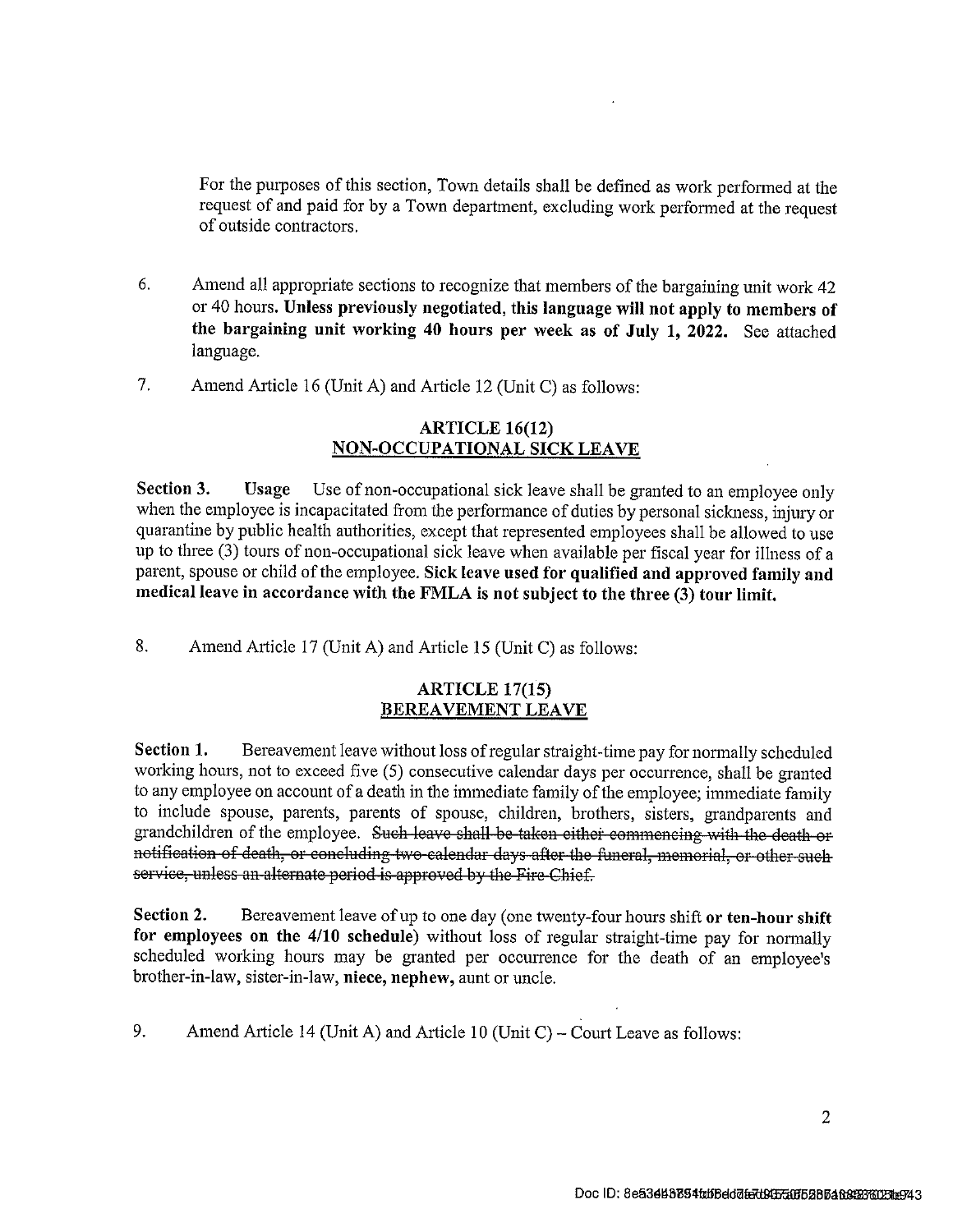For the purposes of this section, Town details shall be defined as work performed at the request of and paid for by a Town department, excluding work performed at the request of outside contractors.

6. Amend all appropriate sections to recognize that members of the bargaining unit work 42 or 40 hours. **Unless previously negotiated, this language will not apply to members of the bargaining unit working 40 hours per week as of July 1, 2022.** See attached language.

7. Amend Article 16 (Unit A) and Article 12 (Unit C) as follows:

**ARTICLE 16(12)**
**NON-OCCUPATIONAL SICK LEAVE**

**Section 3. Usage** Use of non-occupational sick leave shall be granted to an employee only when the employee is incapacitated from the performance of duties by personal sickness, injury or quarantine by public health authorities, except that represented employees shall be allowed to use up to three (3) tours of non-occupational sick leave when available per fiscal year for illness of a parent, spouse or child of the employee. **Sick leave used for qualified and approved family and medical leave in accordance with the FMLA is not subject to the three (3) tour limit.**

8. Amend Article 17 (Unit A) and Article 15 (Unit C) as follows:

**ARTICLE 17(15)**
**BEREAVEMENT LEAVE**

**Section 1.** Bereavement leave without loss of regular straight-time pay for normally scheduled working hours, not to exceed five (5) consecutive calendar days per occurrence, shall be granted to any employee on account of a death in the immediate family of the employee; immediate family to include spouse, parents, parents of spouse, children, brothers, sisters, grandparents and grandchildren of the employee. ~~Such leave shall be taken either commencing with the death or notification of death, or concluding two calendar days after the funeral, memorial, or other such service, unless an alternate period is approved by the Fire Chief.~~

**Section 2.** Bereavement leave of up to one day (one twenty-four hours shift **or ten-hour shift for employees on the 4/10 schedule**) without loss of regular straight-time pay for normally scheduled working hours may be granted per occurrence for the death of an employee's brother-in-law, sister-in-law, **niece, nephew,** aunt or uncle.

9. Amend Article 14 (Unit A) and Article 10 (Unit C) – Court Leave as follows: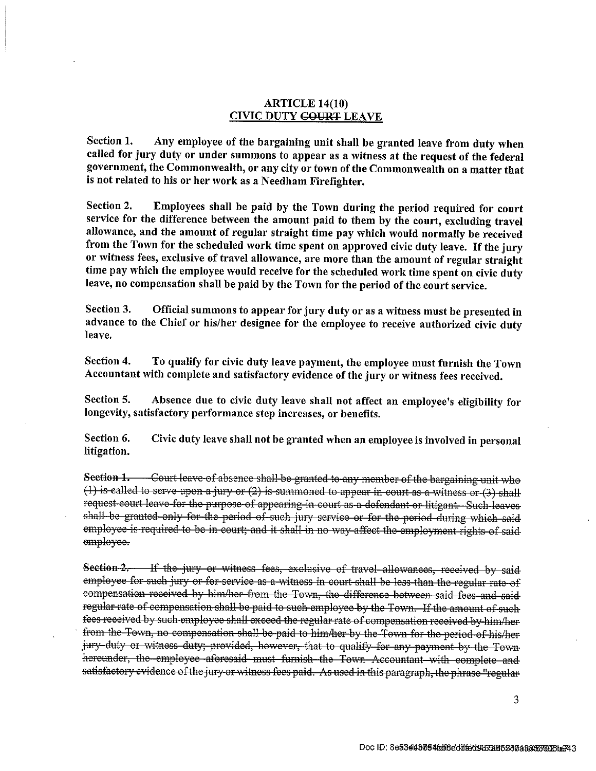**ARTICLE 14(10)**
**CIVIC DUTY ~~COURT~~ LEAVE**

**Section 1.** Any employee of the bargaining unit shall be granted leave from duty when called for jury duty or under summons to appear as a witness at the request of the federal government, the Commonwealth, or any city or town of the Commonwealth on a matter that is not related to his or her work as a Needham Firefighter.

**Section 2.** Employees shall be paid by the Town during the period required for court service for the difference between the amount paid to them by the court, excluding travel allowance, and the amount of regular straight time pay which would normally be received from the Town for the scheduled work time spent on approved civic duty leave. If the jury or witness fees, exclusive of travel allowance, are more than the amount of regular straight time pay which the employee would receive for the scheduled work time spent on civic duty leave, no compensation shall be paid by the Town for the period of the court service.

**Section 3.** Official summons to appear for jury duty or as a witness must be presented in advance to the Chief or his/her designee for the employee to receive authorized civic duty leave.

**Section 4.** To qualify for civic duty leave payment, the employee must furnish the Town Accountant with complete and satisfactory evidence of the jury or witness fees received.

**Section 5.** Absence due to civic duty leave shall not affect an employee's eligibility for longevity, satisfactory performance step increases, or benefits.

**Section 6.** Civic duty leave shall not be granted when an employee is involved in personal litigation.

~~**Section 1.** Court leave of absence shall be granted to any member of the bargaining unit who (1) is called to serve upon a jury or (2) is summoned to appear in court as a witness or (3) shall request court leave for the purpose of appearing in court as a defendant or litigant. Such leaves shall be granted only for the period of such jury service or for the period during which said employee is required to be in court; and it shall in no way affect the employment rights of said employee.~~

~~**Section 2.** If the jury or witness fees, exclusive of travel allowances, received by said employee for such jury or for service as a witness in court shall be less than the regular rate of compensation received by him/her from the Town, the difference between said fees and said regular rate of compensation shall be paid to such employee by the Town. If the amount of such fees received by such employee shall exceed the regular rate of compensation received by him/her from the Town, no compensation shall be paid to him/her by the Town for the period of his/her jury duty or witness duty; provided, however, that to qualify for any payment by the Town hereunder, the employee aforesaid must furnish the Town Accountant with complete and satisfactory evidence of the jury or witness fees paid. As used in this paragraph, the phrase "regular~~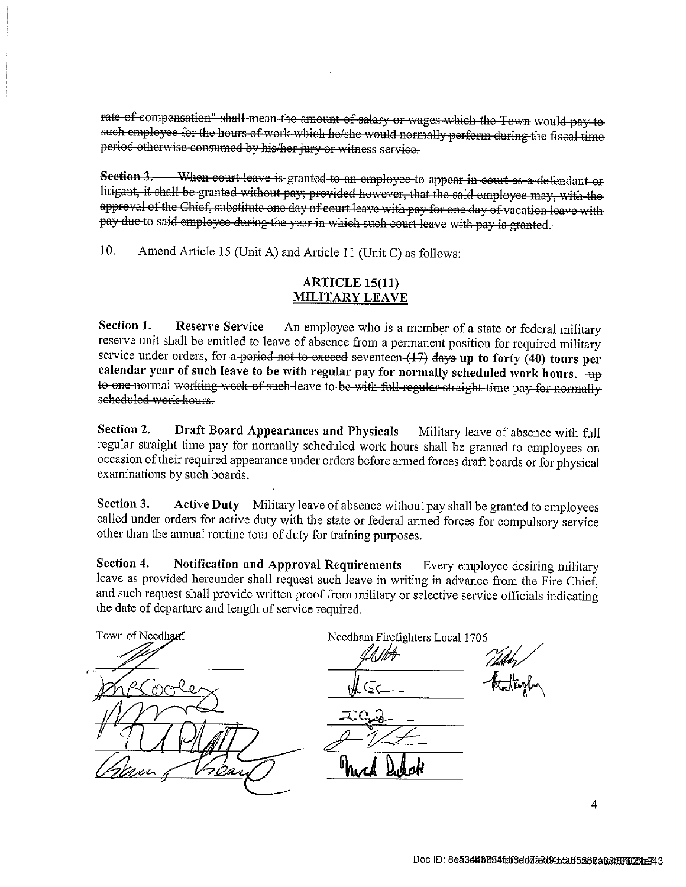~~rate of compensation" shall mean the amount of salary or wages which the Town would pay to such employee for the hours of work which he/she would normally perform during the fiscal time period otherwise consumed by his/her jury or witness service.~~

~~**Section 3.** When court leave is granted to an employee to appear in court as a defendant or litigant, it shall be granted without pay; provided however, that the said employee may, with the approval of the Chief, substitute one day of court leave with pay for one day of vacation leave with pay due to said employee during the year in which such court leave with pay is granted.~~

10. Amend Article 15 (Unit A) and Article 11 (Unit C) as follows:

## ARTICLE 15(11)
## MILITARY LEAVE

**Section 1. Reserve Service** An employee who is a member of a state or federal military reserve unit shall be entitled to leave of absence from a permanent position for required military service under orders, ~~for a period not to exceed seventeen (17) days~~ **up to forty (40) tours per calendar year of such leave to be with regular pay for normally scheduled work hours.** ~~up to one normal working week of such leave to be with full regular straight time pay for normally scheduled work hours.~~

**Section 2. Draft Board Appearances and Physicals** Military leave of absence with full regular straight time pay for normally scheduled work hours shall be granted to employees on occasion of their required appearance under orders before armed forces draft boards or for physical examinations by such boards.

**Section 3. Active Duty** Military leave of absence without pay shall be granted to employees called under orders for active duty with the state or federal armed forces for compulsory service other than the annual routine tour of duty for training purposes.

**Section 4. Notification and Approval Requirements** Every employee desiring military leave as provided hereunder shall request such leave in writing in advance from the Fire Chief, and such request shall provide written proof from military or selective service officials indicating the date of departure and length of service required.

Town of Needham

Needham Firefighters Local 1706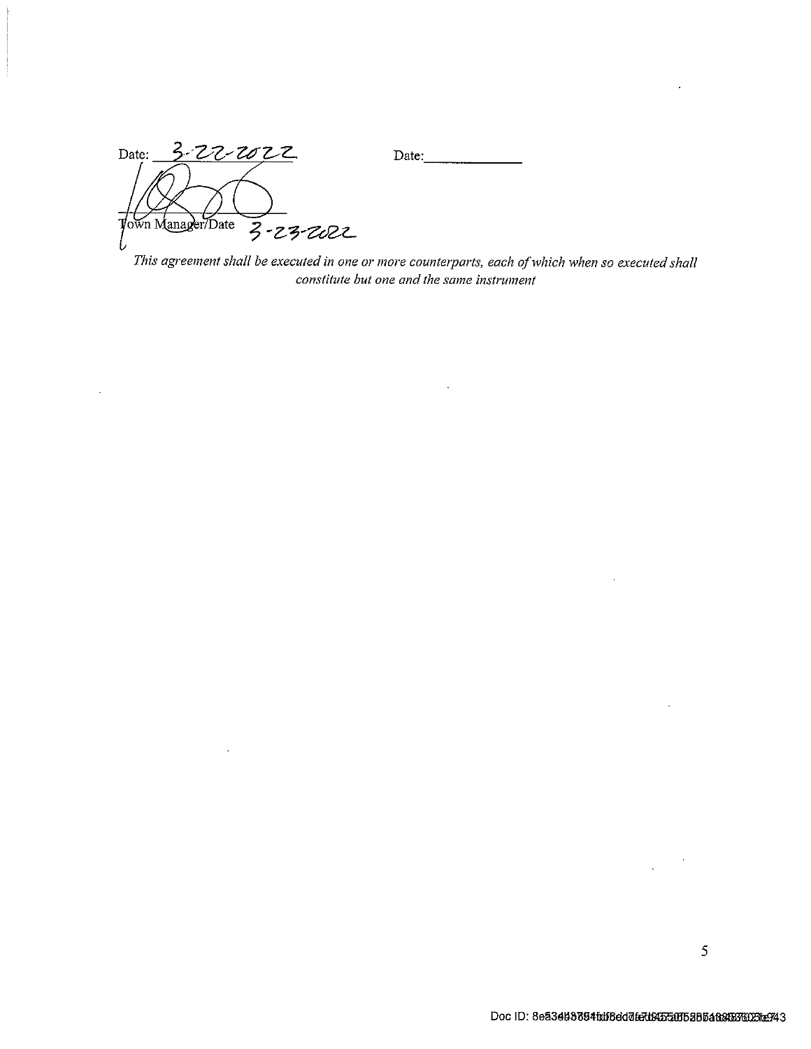Date: 3-22-2022 Date:\_\_\_\_\_\_\_\_\_\_\_\_

Town Manager/Date 3-23-2022

*This agreement shall be executed in one or more counterparts, each of which when so executed shall constitute but one and the same instrument*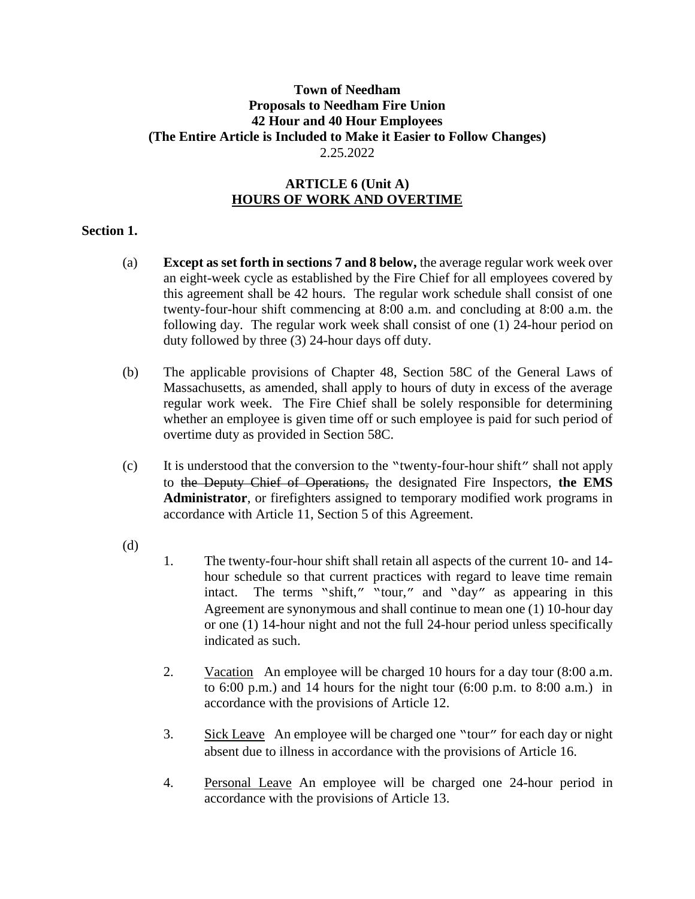**Town of Needham**
**Proposals to Needham Fire Union**
**42 Hour and 40 Hour Employees**
**(The Entire Article is Included to Make it Easier to Follow Changes)**
2.25.2022

## ARTICLE 6 (Unit A)
## HOURS OF WORK AND OVERTIME

**Section 1.**

(a) **Except as set forth in sections 7 and 8 below,** the average regular work week over an eight-week cycle as established by the Fire Chief for all employees covered by this agreement shall be 42 hours. The regular work schedule shall consist of one twenty-four-hour shift commencing at 8:00 a.m. and concluding at 8:00 a.m. the following day. The regular work week shall consist of one (1) 24-hour period on duty followed by three (3) 24-hour days off duty.

(b) The applicable provisions of Chapter 48, Section 58C of the General Laws of Massachusetts, as amended, shall apply to hours of duty in excess of the average regular work week. The Fire Chief shall be solely responsible for determining whether an employee is given time off or such employee is paid for such period of overtime duty as provided in Section 58C.

(c) It is understood that the conversion to the "twenty-four-hour shift" shall not apply to ~~the Deputy Chief of Operations,~~ the designated Fire Inspectors, **the EMS Administrator**, or firefighters assigned to temporary modified work programs in accordance with Article 11, Section 5 of this Agreement.

(d)

1. The twenty-four-hour shift shall retain all aspects of the current 10- and 14-hour schedule so that current practices with regard to leave time remain intact. The terms "shift," "tour," and "day" as appearing in this Agreement are synonymous and shall continue to mean one (1) 10-hour day or one (1) 14-hour night and not the full 24-hour period unless specifically indicated as such.

2. <u>Vacation</u> An employee will be charged 10 hours for a day tour (8:00 a.m. to 6:00 p.m.) and 14 hours for the night tour (6:00 p.m. to 8:00 a.m.) in accordance with the provisions of Article 12.

3. <u>Sick Leave</u> An employee will be charged one "tour" for each day or night absent due to illness in accordance with the provisions of Article 16.

4. <u>Personal Leave</u> An employee will be charged one 24-hour period in accordance with the provisions of Article 13.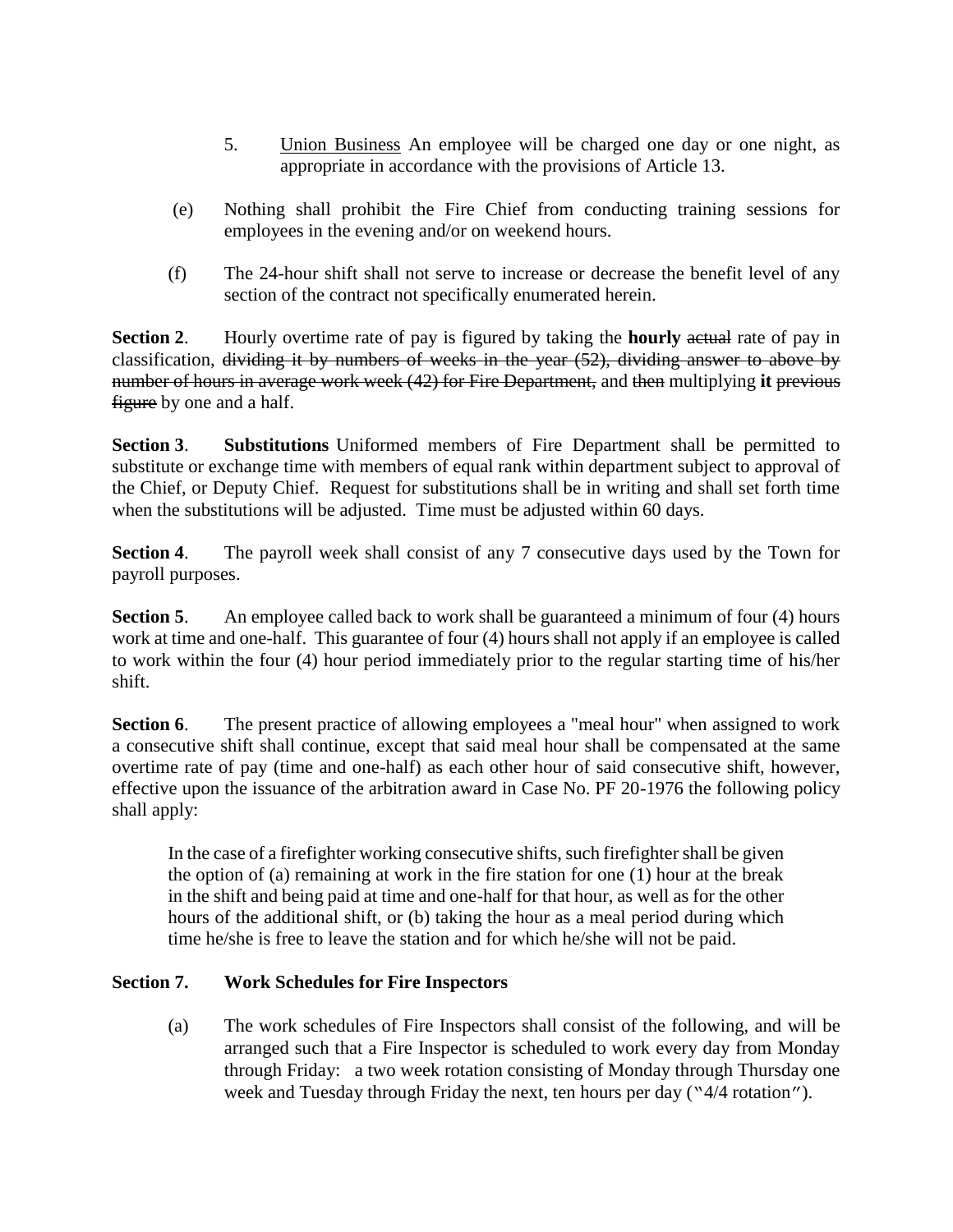5. Union Business An employee will be charged one day or one night, as appropriate in accordance with the provisions of Article 13.

(e) Nothing shall prohibit the Fire Chief from conducting training sessions for employees in the evening and/or on weekend hours.

(f) The 24-hour shift shall not serve to increase or decrease the benefit level of any section of the contract not specifically enumerated herein.

**Section 2**. Hourly overtime rate of pay is figured by taking the **hourly** ~~actual~~ rate of pay in classification, ~~dividing it by numbers of weeks in the year (52), dividing answer to above by number of hours in average work week (42) for Fire Department,~~ and ~~then~~ multiplying **it** ~~previous figure~~ by one and a half.

**Section 3**. **Substitutions** Uniformed members of Fire Department shall be permitted to substitute or exchange time with members of equal rank within department subject to approval of the Chief, or Deputy Chief. Request for substitutions shall be in writing and shall set forth time when the substitutions will be adjusted. Time must be adjusted within 60 days.

**Section 4**. The payroll week shall consist of any 7 consecutive days used by the Town for payroll purposes.

**Section 5**. An employee called back to work shall be guaranteed a minimum of four (4) hours work at time and one-half. This guarantee of four (4) hours shall not apply if an employee is called to work within the four (4) hour period immediately prior to the regular starting time of his/her shift.

**Section 6**. The present practice of allowing employees a "meal hour" when assigned to work a consecutive shift shall continue, except that said meal hour shall be compensated at the same overtime rate of pay (time and one-half) as each other hour of said consecutive shift, however, effective upon the issuance of the arbitration award in Case No. PF 20-1976 the following policy shall apply:

> In the case of a firefighter working consecutive shifts, such firefighter shall be given the option of (a) remaining at work in the fire station for one (1) hour at the break in the shift and being paid at time and one-half for that hour, as well as for the other hours of the additional shift, or (b) taking the hour as a meal period during which time he/she is free to leave the station and for which he/she will not be paid.

**Section 7. Work Schedules for Fire Inspectors**

(a) The work schedules of Fire Inspectors shall consist of the following, and will be arranged such that a Fire Inspector is scheduled to work every day from Monday through Friday: a two week rotation consisting of Monday through Thursday one week and Tuesday through Friday the next, ten hours per day ("4/4 rotation").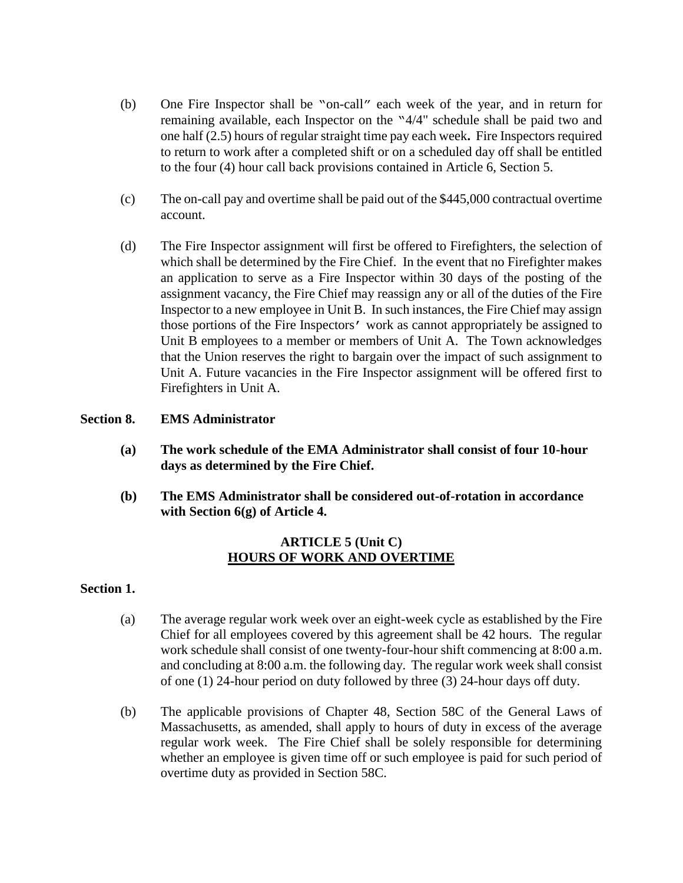(b) One Fire Inspector shall be "on-call" each week of the year, and in return for remaining available, each Inspector on the "4/4" schedule shall be paid two and one half (2.5) hours of regular straight time pay each week**.** Fire Inspectors required to return to work after a completed shift or on a scheduled day off shall be entitled to the four (4) hour call back provisions contained in Article 6, Section 5.

(c) The on-call pay and overtime shall be paid out of the $445,000 contractual overtime account.

(d) The Fire Inspector assignment will first be offered to Firefighters, the selection of which shall be determined by the Fire Chief. In the event that no Firefighter makes an application to serve as a Fire Inspector within 30 days of the posting of the assignment vacancy, the Fire Chief may reassign any or all of the duties of the Fire Inspector to a new employee in Unit B. In such instances, the Fire Chief may assign those portions of the Fire Inspectors' work as cannot appropriately be assigned to Unit B employees to a member or members of Unit A. The Town acknowledges that the Union reserves the right to bargain over the impact of such assignment to Unit A. Future vacancies in the Fire Inspector assignment will be offered first to Firefighters in Unit A.

**Section 8. EMS Administrator**

**(a) The work schedule of the EMA Administrator shall consist of four 10-hour days as determined by the Fire Chief.**

**(b) The EMS Administrator shall be considered out-of-rotation in accordance with Section 6(g) of Article 4.**

## ARTICLE 5 (Unit C)
## HOURS OF WORK AND OVERTIME

**Section 1.**

(a) The average regular work week over an eight-week cycle as established by the Fire Chief for all employees covered by this agreement shall be 42 hours. The regular work schedule shall consist of one twenty-four-hour shift commencing at 8:00 a.m. and concluding at 8:00 a.m. the following day. The regular work week shall consist of one (1) 24-hour period on duty followed by three (3) 24-hour days off duty.

(b) The applicable provisions of Chapter 48, Section 58C of the General Laws of Massachusetts, as amended, shall apply to hours of duty in excess of the average regular work week. The Fire Chief shall be solely responsible for determining whether an employee is given time off or such employee is paid for such period of overtime duty as provided in Section 58C.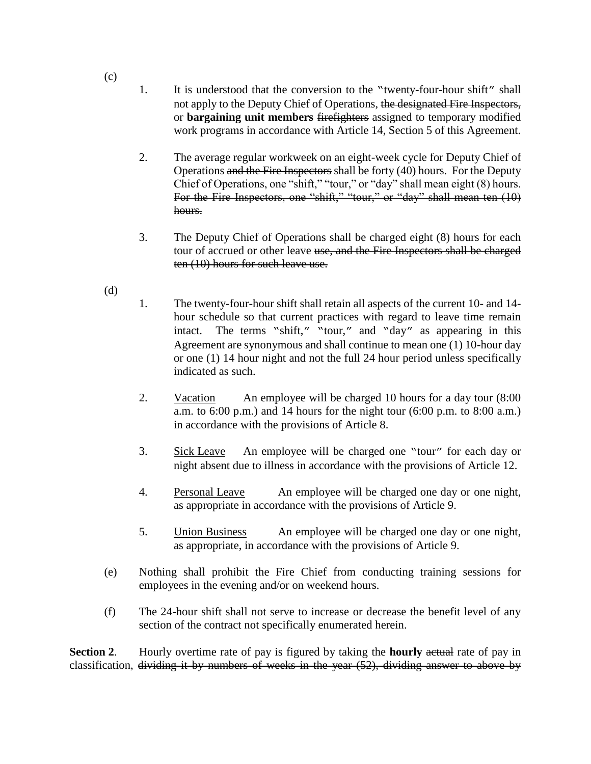(c)

1. It is understood that the conversion to the "twenty-four-hour shift" shall not apply to the Deputy Chief of Operations, ~~the designated Fire Inspectors,~~ or **bargaining unit members** ~~firefighters~~ assigned to temporary modified work programs in accordance with Article 14, Section 5 of this Agreement.

2. The average regular workweek on an eight-week cycle for Deputy Chief of Operations ~~and the Fire Inspectors~~ shall be forty (40) hours. For the Deputy Chief of Operations, one "shift," "tour," or "day" shall mean eight (8) hours. ~~For the Fire Inspectors, one "shift," "tour," or "day" shall mean ten (10) hours.~~

3. The Deputy Chief of Operations shall be charged eight (8) hours for each tour of accrued or other leave ~~use, and the Fire Inspectors shall be charged ten (10) hours for such leave use.~~

(d)

1. The twenty-four-hour shift shall retain all aspects of the current 10- and 14-hour schedule so that current practices with regard to leave time remain intact. The terms "shift," "tour," and "day" as appearing in this Agreement are synonymous and shall continue to mean one (1) 10-hour day or one (1) 14 hour night and not the full 24 hour period unless specifically indicated as such.

2. <u>Vacation</u> An employee will be charged 10 hours for a day tour (8:00 a.m. to 6:00 p.m.) and 14 hours for the night tour (6:00 p.m. to 8:00 a.m.) in accordance with the provisions of Article 8.

3. <u>Sick Leave</u> An employee will be charged one "tour" for each day or night absent due to illness in accordance with the provisions of Article 12.

4. <u>Personal Leave</u> An employee will be charged one day or one night, as appropriate in accordance with the provisions of Article 9.

5. <u>Union Business</u> An employee will be charged one day or one night, as appropriate, in accordance with the provisions of Article 9.

(e) Nothing shall prohibit the Fire Chief from conducting training sessions for employees in the evening and/or on weekend hours.

(f) The 24-hour shift shall not serve to increase or decrease the benefit level of any section of the contract not specifically enumerated herein.

**Section 2**. Hourly overtime rate of pay is figured by taking the **hourly** ~~actual~~ rate of pay in classification, ~~dividing it by numbers of weeks in the year (52), dividing answer to above by~~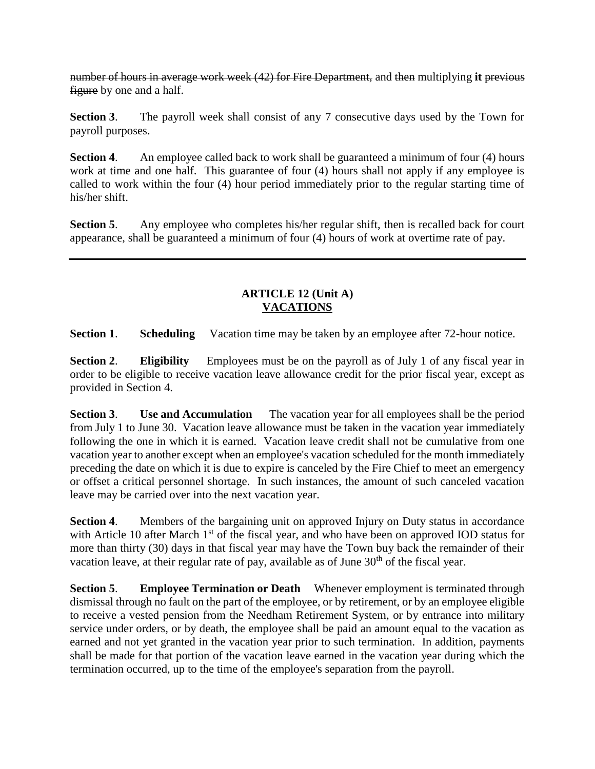~~number of hours in average work week (42) for Fire Department,~~ and ~~then~~ multiplying **it** ~~previous figure~~ by one and a half.

**Section 3**. The payroll week shall consist of any 7 consecutive days used by the Town for payroll purposes.

**Section 4**. An employee called back to work shall be guaranteed a minimum of four (4) hours work at time and one half. This guarantee of four (4) hours shall not apply if any employee is called to work within the four (4) hour period immediately prior to the regular starting time of his/her shift.

**Section 5**. Any employee who completes his/her regular shift, then is recalled back for court appearance, shall be guaranteed a minimum of four (4) hours of work at overtime rate of pay.

---

## ARTICLE 12 (Unit A)
## VACATIONS

**Section 1**. **Scheduling** Vacation time may be taken by an employee after 72-hour notice.

**Section 2**. **Eligibility** Employees must be on the payroll as of July 1 of any fiscal year in order to be eligible to receive vacation leave allowance credit for the prior fiscal year, except as provided in Section 4.

**Section 3**. **Use and Accumulation** The vacation year for all employees shall be the period from July 1 to June 30. Vacation leave allowance must be taken in the vacation year immediately following the one in which it is earned. Vacation leave credit shall not be cumulative from one vacation year to another except when an employee's vacation scheduled for the month immediately preceding the date on which it is due to expire is canceled by the Fire Chief to meet an emergency or offset a critical personnel shortage. In such instances, the amount of such canceled vacation leave may be carried over into the next vacation year.

**Section 4**. Members of the bargaining unit on approved Injury on Duty status in accordance with Article 10 after March 1st of the fiscal year, and who have been on approved IOD status for more than thirty (30) days in that fiscal year may have the Town buy back the remainder of their vacation leave, at their regular rate of pay, available as of June 30th of the fiscal year.

**Section 5**. **Employee Termination or Death** Whenever employment is terminated through dismissal through no fault on the part of the employee, or by retirement, or by an employee eligible to receive a vested pension from the Needham Retirement System, or by entrance into military service under orders, or by death, the employee shall be paid an amount equal to the vacation as earned and not yet granted in the vacation year prior to such termination. In addition, payments shall be made for that portion of the vacation leave earned in the vacation year during which the termination occurred, up to the time of the employee's separation from the payroll.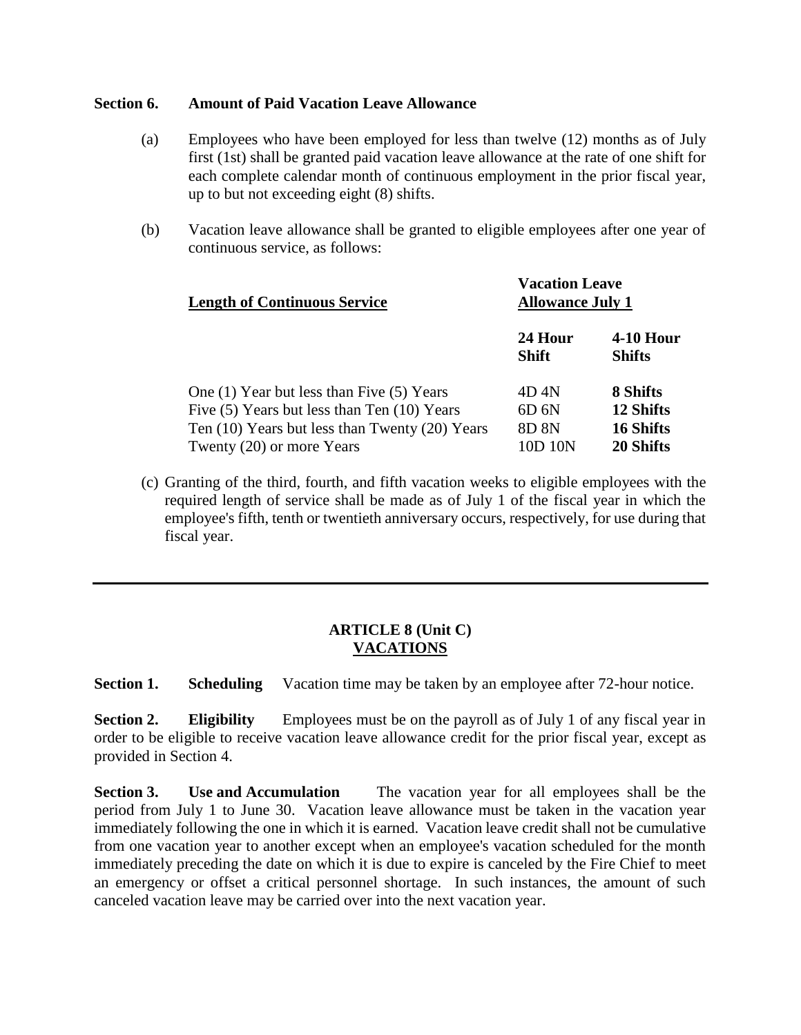**Section 6. Amount of Paid Vacation Leave Allowance**

(a) Employees who have been employed for less than twelve (12) months as of July first (1st) shall be granted paid vacation leave allowance at the rate of one shift for each complete calendar month of continuous employment in the prior fiscal year, up to but not exceeding eight (8) shifts.

(b) Vacation leave allowance shall be granted to eligible employees after one year of continuous service, as follows:

| Length of Continuous Service | Vacation Leave Allowance July 1 | |
|---|---|---|
| | 24 Hour Shift | 4-10 Hour Shifts |
| One (1) Year but less than Five (5) Years | 4D 4N | **8 Shifts** |
| Five (5) Years but less than Ten (10) Years | 6D 6N | **12 Shifts** |
| Ten (10) Years but less than Twenty (20) Years | 8D 8N | **16 Shifts** |
| Twenty (20) or more Years | 10D 10N | **20 Shifts** |

(c) Granting of the third, fourth, and fifth vacation weeks to eligible employees with the required length of service shall be made as of July 1 of the fiscal year in which the employee's fifth, tenth or twentieth anniversary occurs, respectively, for use during that fiscal year.

---

## ARTICLE 8 (Unit C) VACATIONS

**Section 1. Scheduling** Vacation time may be taken by an employee after 72-hour notice.

**Section 2. Eligibility** Employees must be on the payroll as of July 1 of any fiscal year in order to be eligible to receive vacation leave allowance credit for the prior fiscal year, except as provided in Section 4.

**Section 3. Use and Accumulation** The vacation year for all employees shall be the period from July 1 to June 30. Vacation leave allowance must be taken in the vacation year immediately following the one in which it is earned. Vacation leave credit shall not be cumulative from one vacation year to another except when an employee's vacation scheduled for the month immediately preceding the date on which it is due to expire is canceled by the Fire Chief to meet an emergency or offset a critical personnel shortage. In such instances, the amount of such canceled vacation leave may be carried over into the next vacation year.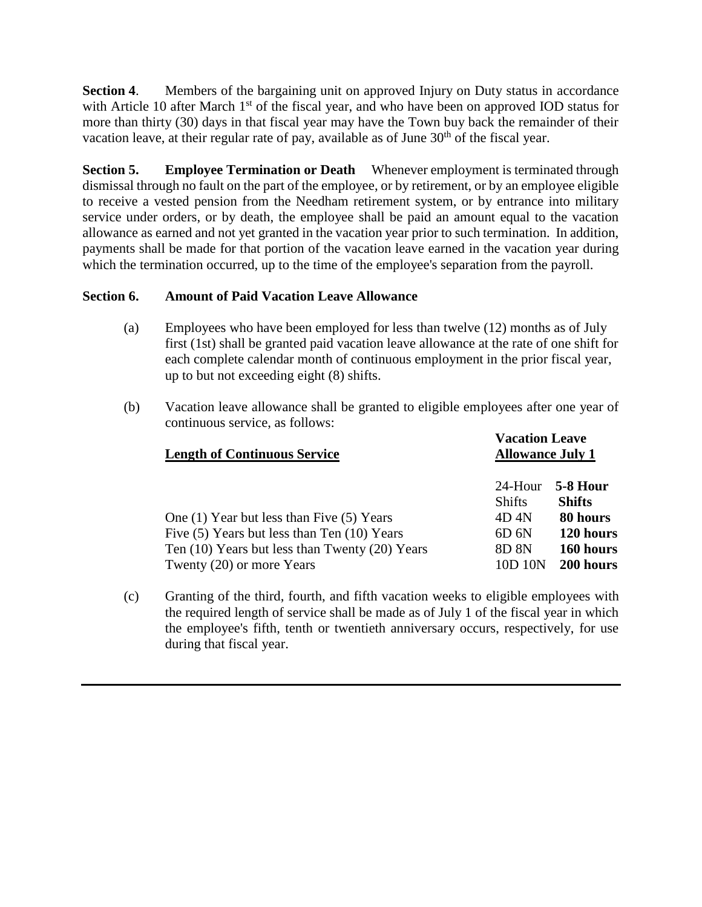**Section 4**. Members of the bargaining unit on approved Injury on Duty status in accordance with Article 10 after March 1st of the fiscal year, and who have been on approved IOD status for more than thirty (30) days in that fiscal year may have the Town buy back the remainder of their vacation leave, at their regular rate of pay, available as of June 30th of the fiscal year.

**Section 5. Employee Termination or Death** Whenever employment is terminated through dismissal through no fault on the part of the employee, or by retirement, or by an employee eligible to receive a vested pension from the Needham retirement system, or by entrance into military service under orders, or by death, the employee shall be paid an amount equal to the vacation allowance as earned and not yet granted in the vacation year prior to such termination. In addition, payments shall be made for that portion of the vacation leave earned in the vacation year during which the termination occurred, up to the time of the employee's separation from the payroll.

**Section 6. Amount of Paid Vacation Leave Allowance**

(a) Employees who have been employed for less than twelve (12) months as of July first (1st) shall be granted paid vacation leave allowance at the rate of one shift for each complete calendar month of continuous employment in the prior fiscal year, up to but not exceeding eight (8) shifts.

(b) Vacation leave allowance shall be granted to eligible employees after one year of continuous service, as follows:

| **Length of Continuous Service** | **Vacation Leave Allowance July 1** | |
|---|---|---|
| | 24-Hour Shifts | **5-8 Hour Shifts** |
| One (1) Year but less than Five (5) Years | 4D 4N | **80 hours** |
| Five (5) Years but less than Ten (10) Years | 6D 6N | **120 hours** |
| Ten (10) Years but less than Twenty (20) Years | 8D 8N | **160 hours** |
| Twenty (20) or more Years | 10D 10N | **200 hours** |

(c) Granting of the third, fourth, and fifth vacation weeks to eligible employees with the required length of service shall be made as of July 1 of the fiscal year in which the employee's fifth, tenth or twentieth anniversary occurs, respectively, for use during that fiscal year.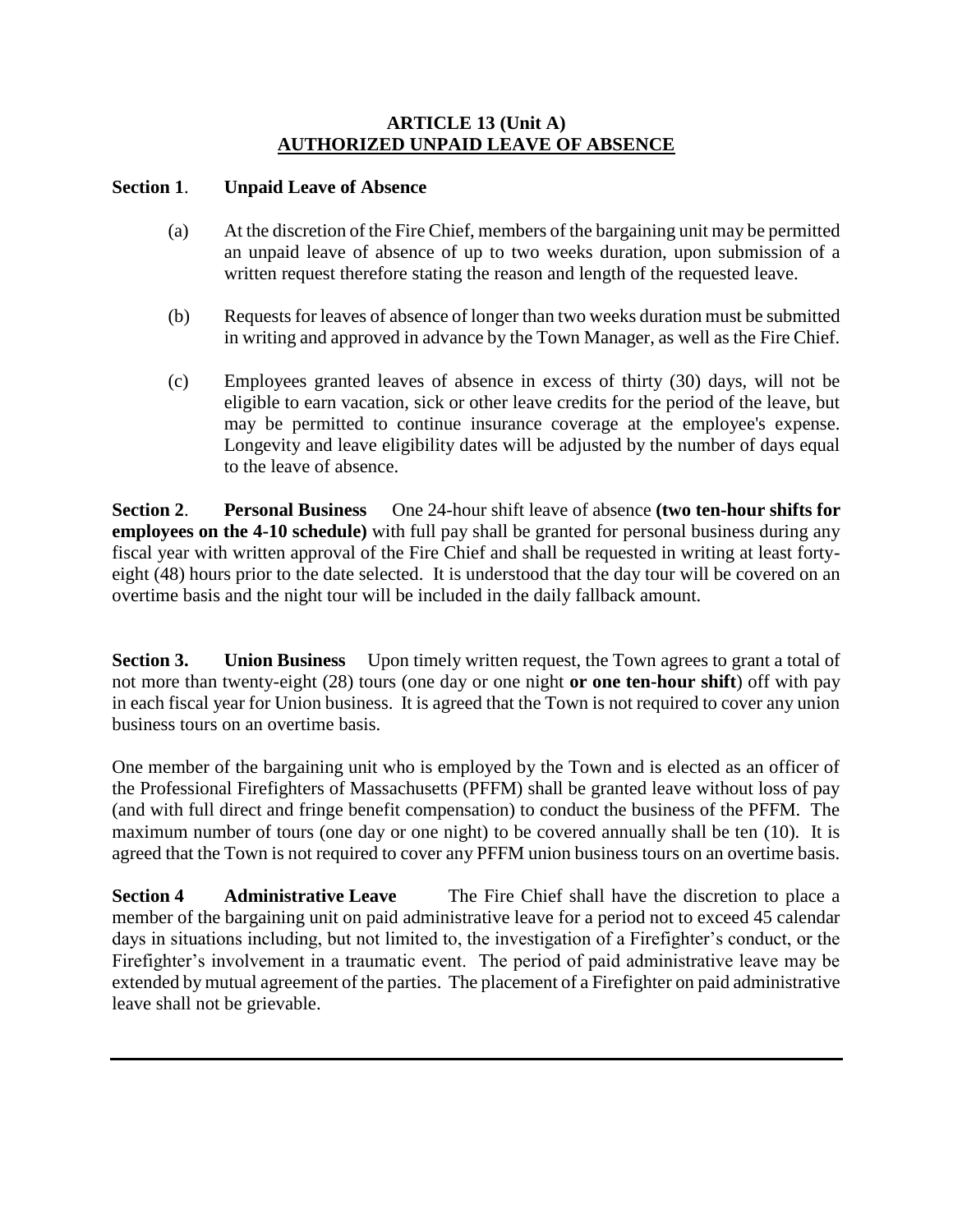## ARTICLE 13 (Unit A)
## AUTHORIZED UNPAID LEAVE OF ABSENCE

**Section 1**. **Unpaid Leave of Absence**

(a) At the discretion of the Fire Chief, members of the bargaining unit may be permitted an unpaid leave of absence of up to two weeks duration, upon submission of a written request therefore stating the reason and length of the requested leave.

(b) Requests for leaves of absence of longer than two weeks duration must be submitted in writing and approved in advance by the Town Manager, as well as the Fire Chief.

(c) Employees granted leaves of absence in excess of thirty (30) days, will not be eligible to earn vacation, sick or other leave credits for the period of the leave, but may be permitted to continue insurance coverage at the employee's expense. Longevity and leave eligibility dates will be adjusted by the number of days equal to the leave of absence.

**Section 2**. **Personal Business** One 24-hour shift leave of absence **(two ten-hour shifts for employees on the 4-10 schedule)** with full pay shall be granted for personal business during any fiscal year with written approval of the Fire Chief and shall be requested in writing at least forty-eight (48) hours prior to the date selected. It is understood that the day tour will be covered on an overtime basis and the night tour will be included in the daily fallback amount.

**Section 3. Union Business** Upon timely written request, the Town agrees to grant a total of not more than twenty-eight (28) tours (one day or one night **or one ten-hour shift**) off with pay in each fiscal year for Union business. It is agreed that the Town is not required to cover any union business tours on an overtime basis.

One member of the bargaining unit who is employed by the Town and is elected as an officer of the Professional Firefighters of Massachusetts (PFFM) shall be granted leave without loss of pay (and with full direct and fringe benefit compensation) to conduct the business of the PFFM. The maximum number of tours (one day or one night) to be covered annually shall be ten (10). It is agreed that the Town is not required to cover any PFFM union business tours on an overtime basis.

**Section 4 Administrative Leave** The Fire Chief shall have the discretion to place a member of the bargaining unit on paid administrative leave for a period not to exceed 45 calendar days in situations including, but not limited to, the investigation of a Firefighter's conduct, or the Firefighter's involvement in a traumatic event. The period of paid administrative leave may be extended by mutual agreement of the parties. The placement of a Firefighter on paid administrative leave shall not be grievable.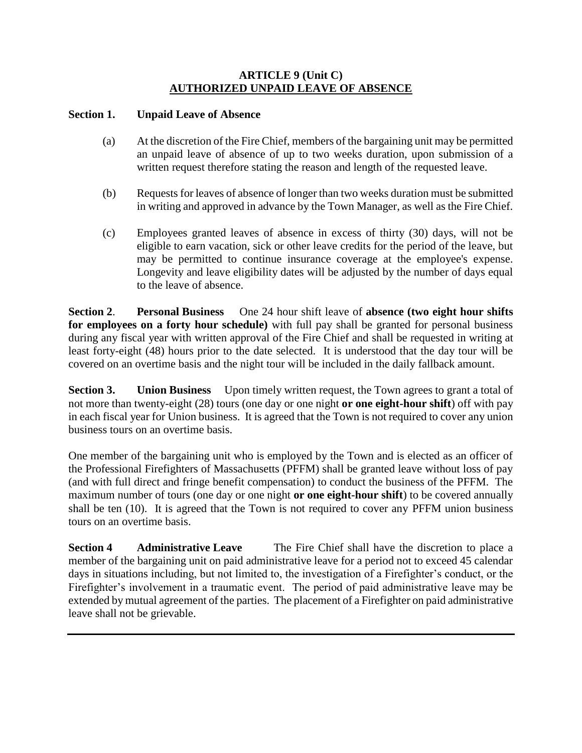## ARTICLE 9 (Unit C)
## AUTHORIZED UNPAID LEAVE OF ABSENCE

**Section 1. Unpaid Leave of Absence**

(a) At the discretion of the Fire Chief, members of the bargaining unit may be permitted an unpaid leave of absence of up to two weeks duration, upon submission of a written request therefore stating the reason and length of the requested leave.

(b) Requests for leaves of absence of longer than two weeks duration must be submitted in writing and approved in advance by the Town Manager, as well as the Fire Chief.

(c) Employees granted leaves of absence in excess of thirty (30) days, will not be eligible to earn vacation, sick or other leave credits for the period of the leave, but may be permitted to continue insurance coverage at the employee's expense. Longevity and leave eligibility dates will be adjusted by the number of days equal to the leave of absence.

**Section 2. Personal Business** One 24 hour shift leave of **absence (two eight hour shifts for employees on a forty hour schedule)** with full pay shall be granted for personal business during any fiscal year with written approval of the Fire Chief and shall be requested in writing at least forty-eight (48) hours prior to the date selected. It is understood that the day tour will be covered on an overtime basis and the night tour will be included in the daily fallback amount.

**Section 3. Union Business** Upon timely written request, the Town agrees to grant a total of not more than twenty-eight (28) tours (one day or one night **or one eight-hour shift**) off with pay in each fiscal year for Union business. It is agreed that the Town is not required to cover any union business tours on an overtime basis.

One member of the bargaining unit who is employed by the Town and is elected as an officer of the Professional Firefighters of Massachusetts (PFFM) shall be granted leave without loss of pay (and with full direct and fringe benefit compensation) to conduct the business of the PFFM. The maximum number of tours (one day or one night **or one eight-hour shift**) to be covered annually shall be ten (10). It is agreed that the Town is not required to cover any PFFM union business tours on an overtime basis.

**Section 4 Administrative Leave** The Fire Chief shall have the discretion to place a member of the bargaining unit on paid administrative leave for a period not to exceed 45 calendar days in situations including, but not limited to, the investigation of a Firefighter's conduct, or the Firefighter's involvement in a traumatic event. The period of paid administrative leave may be extended by mutual agreement of the parties. The placement of a Firefighter on paid administrative leave shall not be grievable.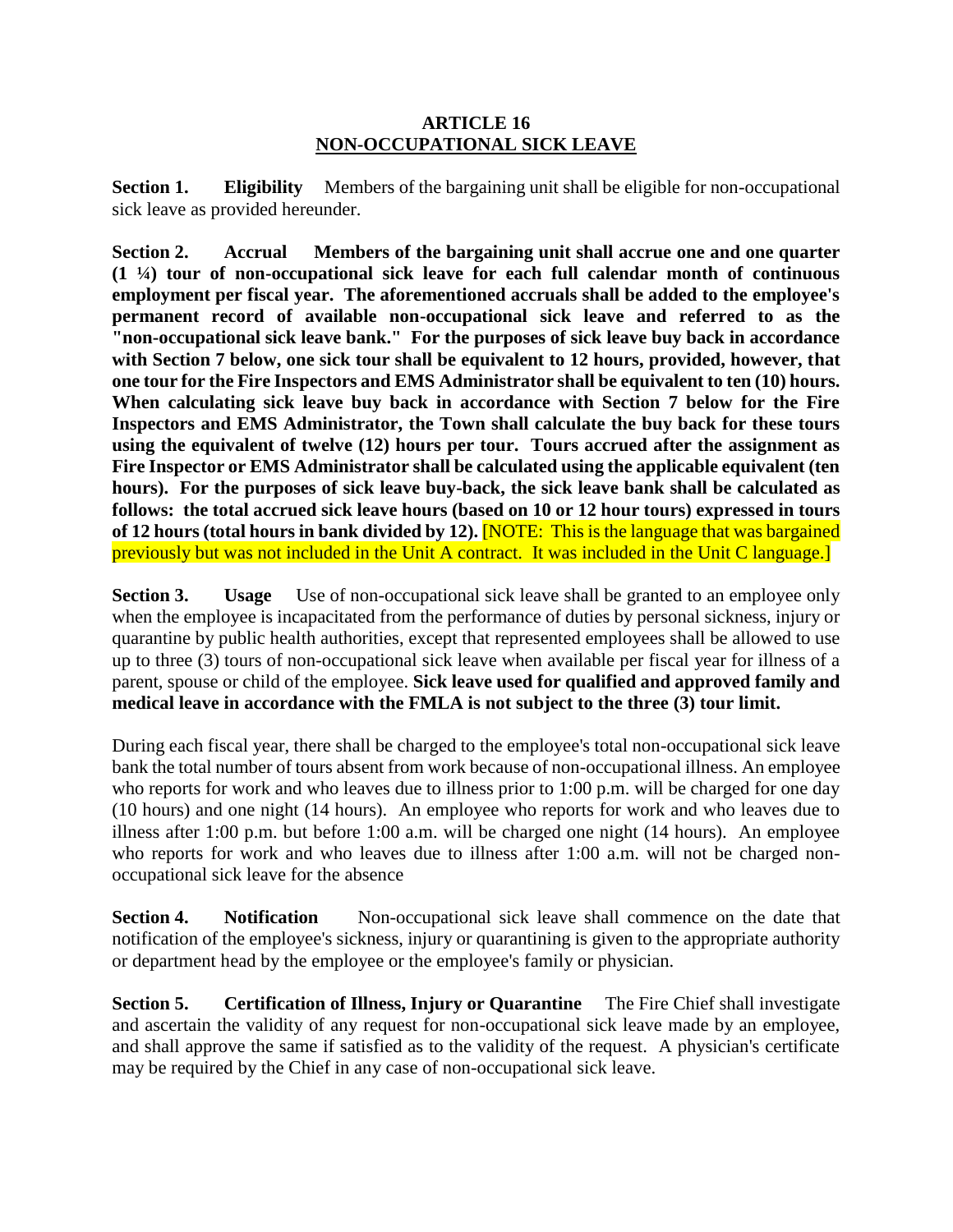**ARTICLE 16**
**NON-OCCUPATIONAL SICK LEAVE**

**Section 1. Eligibility** Members of the bargaining unit shall be eligible for non-occupational sick leave as provided hereunder.

**Section 2. Accrual Members of the bargaining unit shall accrue one and one quarter (1 ¼) tour of non-occupational sick leave for each full calendar month of continuous employment per fiscal year. The aforementioned accruals shall be added to the employee's permanent record of available non-occupational sick leave and referred to as the "non-occupational sick leave bank." For the purposes of sick leave buy back in accordance with Section 7 below, one sick tour shall be equivalent to 12 hours, provided, however, that one tour for the Fire Inspectors and EMS Administrator shall be equivalent to ten (10) hours. When calculating sick leave buy back in accordance with Section 7 below for the Fire Inspectors and EMS Administrator, the Town shall calculate the buy back for these tours using the equivalent of twelve (12) hours per tour. Tours accrued after the assignment as Fire Inspector or EMS Administrator shall be calculated using the applicable equivalent (ten hours). For the purposes of sick leave buy-back, the sick leave bank shall be calculated as follows: the total accrued sick leave hours (based on 10 or 12 hour tours) expressed in tours of 12 hours (total hours in bank divided by 12).** [NOTE: This is the language that was bargained previously but was not included in the Unit A contract. It was included in the Unit C language.]

**Section 3. Usage** Use of non-occupational sick leave shall be granted to an employee only when the employee is incapacitated from the performance of duties by personal sickness, injury or quarantine by public health authorities, except that represented employees shall be allowed to use up to three (3) tours of non-occupational sick leave when available per fiscal year for illness of a parent, spouse or child of the employee. **Sick leave used for qualified and approved family and medical leave in accordance with the FMLA is not subject to the three (3) tour limit.**

During each fiscal year, there shall be charged to the employee's total non-occupational sick leave bank the total number of tours absent from work because of non-occupational illness. An employee who reports for work and who leaves due to illness prior to 1:00 p.m. will be charged for one day (10 hours) and one night (14 hours). An employee who reports for work and who leaves due to illness after 1:00 p.m. but before 1:00 a.m. will be charged one night (14 hours). An employee who reports for work and who leaves due to illness after 1:00 a.m. will not be charged non-occupational sick leave for the absence

**Section 4. Notification** Non-occupational sick leave shall commence on the date that notification of the employee's sickness, injury or quarantining is given to the appropriate authority or department head by the employee or the employee's family or physician.

**Section 5. Certification of Illness, Injury or Quarantine** The Fire Chief shall investigate and ascertain the validity of any request for non-occupational sick leave made by an employee, and shall approve the same if satisfied as to the validity of the request. A physician's certificate may be required by the Chief in any case of non-occupational sick leave.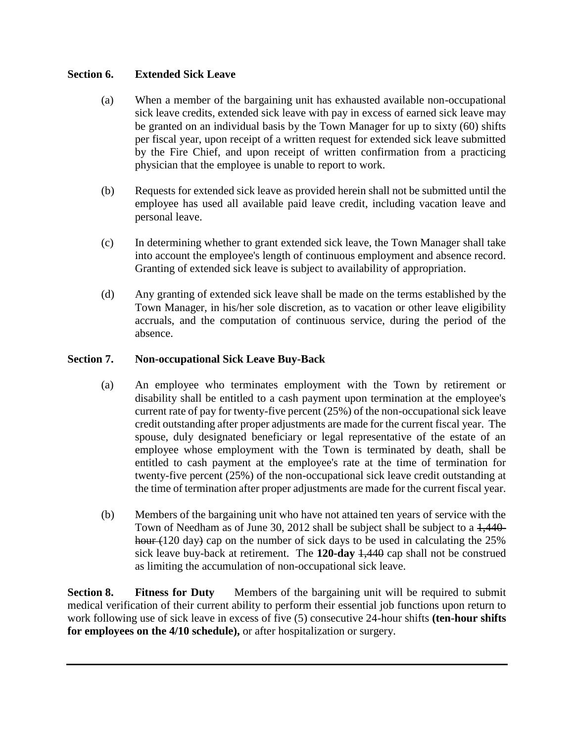**Section 6. Extended Sick Leave**

(a) When a member of the bargaining unit has exhausted available non-occupational sick leave credits, extended sick leave with pay in excess of earned sick leave may be granted on an individual basis by the Town Manager for up to sixty (60) shifts per fiscal year, upon receipt of a written request for extended sick leave submitted by the Fire Chief, and upon receipt of written confirmation from a practicing physician that the employee is unable to report to work.

(b) Requests for extended sick leave as provided herein shall not be submitted until the employee has used all available paid leave credit, including vacation leave and personal leave.

(c) In determining whether to grant extended sick leave, the Town Manager shall take into account the employee's length of continuous employment and absence record. Granting of extended sick leave is subject to availability of appropriation.

(d) Any granting of extended sick leave shall be made on the terms established by the Town Manager, in his/her sole discretion, as to vacation or other leave eligibility accruals, and the computation of continuous service, during the period of the absence.

**Section 7. Non-occupational Sick Leave Buy-Back**

(a) An employee who terminates employment with the Town by retirement or disability shall be entitled to a cash payment upon termination at the employee's current rate of pay for twenty-five percent (25%) of the non-occupational sick leave credit outstanding after proper adjustments are made for the current fiscal year. The spouse, duly designated beneficiary or legal representative of the estate of an employee whose employment with the Town is terminated by death, shall be entitled to cash payment at the employee's rate at the time of termination for twenty-five percent (25%) of the non-occupational sick leave credit outstanding at the time of termination after proper adjustments are made for the current fiscal year.

(b) Members of the bargaining unit who have not attained ten years of service with the Town of Needham as of June 30, 2012 shall be subject shall be subject to a ~~1,440-hour (~~120 day~~)~~ cap on the number of sick days to be used in calculating the 25% sick leave buy-back at retirement. The **120-day** ~~1,440~~ cap shall not be construed as limiting the accumulation of non-occupational sick leave.

**Section 8. Fitness for Duty** Members of the bargaining unit will be required to submit medical verification of their current ability to perform their essential job functions upon return to work following use of sick leave in excess of five (5) consecutive 24-hour shifts **(ten-hour shifts for employees on the 4/10 schedule),** or after hospitalization or surgery.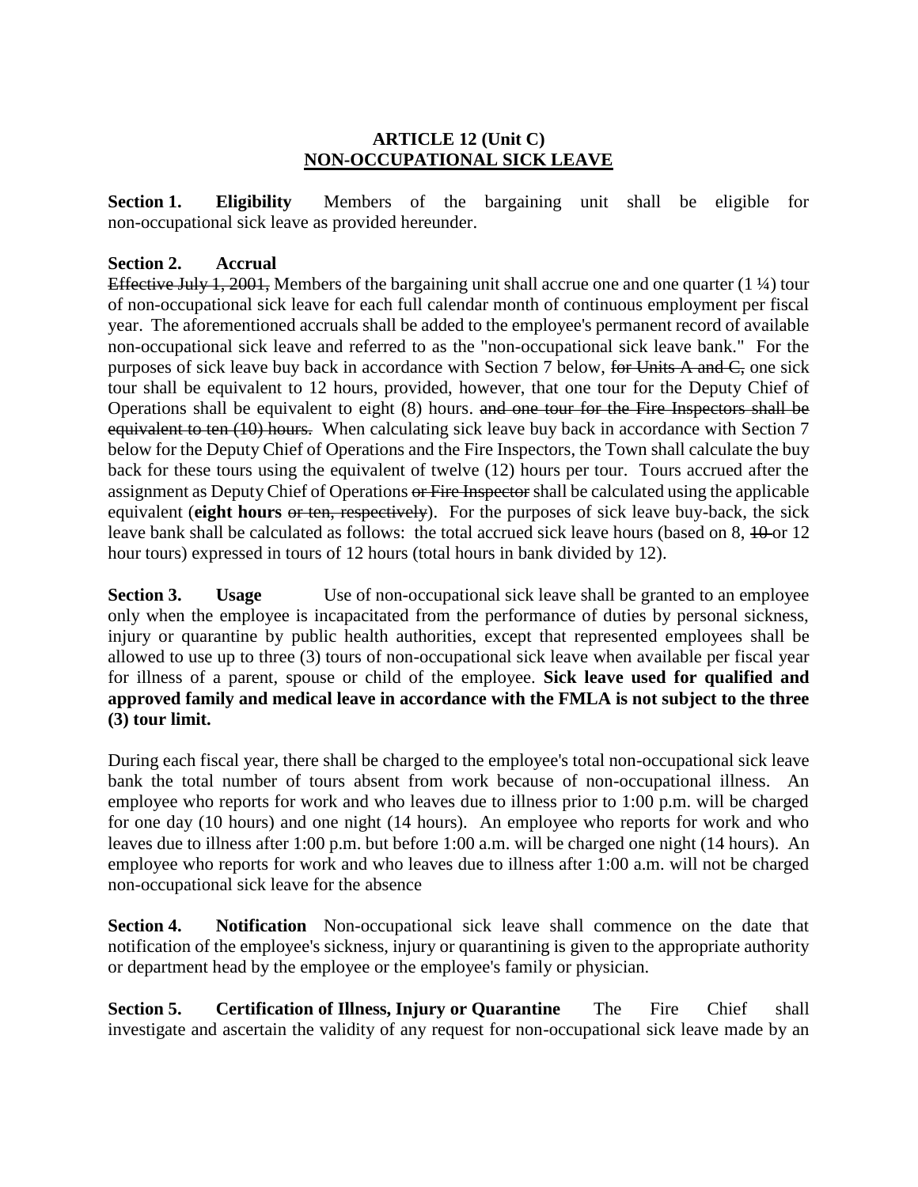**ARTICLE 12 (Unit C)**
**<u>NON-OCCUPATIONAL SICK LEAVE</u>**

**Section 1. Eligibility** Members of the bargaining unit shall be eligible for non-occupational sick leave as provided hereunder.

**Section 2. Accrual**
~~Effective July 1, 2001,~~ Members of the bargaining unit shall accrue one and one quarter (1 ¼) tour of non-occupational sick leave for each full calendar month of continuous employment per fiscal year. The aforementioned accruals shall be added to the employee's permanent record of available non-occupational sick leave and referred to as the "non-occupational sick leave bank." For the purposes of sick leave buy back in accordance with Section 7 below, ~~for Units A and C,~~ one sick tour shall be equivalent to 12 hours, provided, however, that one tour for the Deputy Chief of Operations shall be equivalent to eight (8) hours. ~~and one tour for the Fire Inspectors shall be equivalent to ten (10) hours.~~ When calculating sick leave buy back in accordance with Section 7 below for the Deputy Chief of Operations and the Fire Inspectors, the Town shall calculate the buy back for these tours using the equivalent of twelve (12) hours per tour. Tours accrued after the assignment as Deputy Chief of Operations ~~or Fire Inspector~~ shall be calculated using the applicable equivalent (**eight hours** ~~or ten, respectively~~). For the purposes of sick leave buy-back, the sick leave bank shall be calculated as follows: the total accrued sick leave hours (based on 8, ~~10~~ or 12 hour tours) expressed in tours of 12 hours (total hours in bank divided by 12).

**Section 3. Usage** Use of non-occupational sick leave shall be granted to an employee only when the employee is incapacitated from the performance of duties by personal sickness, injury or quarantine by public health authorities, except that represented employees shall be allowed to use up to three (3) tours of non-occupational sick leave when available per fiscal year for illness of a parent, spouse or child of the employee. **Sick leave used for qualified and approved family and medical leave in accordance with the FMLA is not subject to the three (3) tour limit.**

During each fiscal year, there shall be charged to the employee's total non-occupational sick leave bank the total number of tours absent from work because of non-occupational illness. An employee who reports for work and who leaves due to illness prior to 1:00 p.m. will be charged for one day (10 hours) and one night (14 hours). An employee who reports for work and who leaves due to illness after 1:00 p.m. but before 1:00 a.m. will be charged one night (14 hours). An employee who reports for work and who leaves due to illness after 1:00 a.m. will not be charged non-occupational sick leave for the absence

**Section 4. Notification** Non-occupational sick leave shall commence on the date that notification of the employee's sickness, injury or quarantining is given to the appropriate authority or department head by the employee or the employee's family or physician.

**Section 5. Certification of Illness, Injury or Quarantine** The Fire Chief shall investigate and ascertain the validity of any request for non-occupational sick leave made by an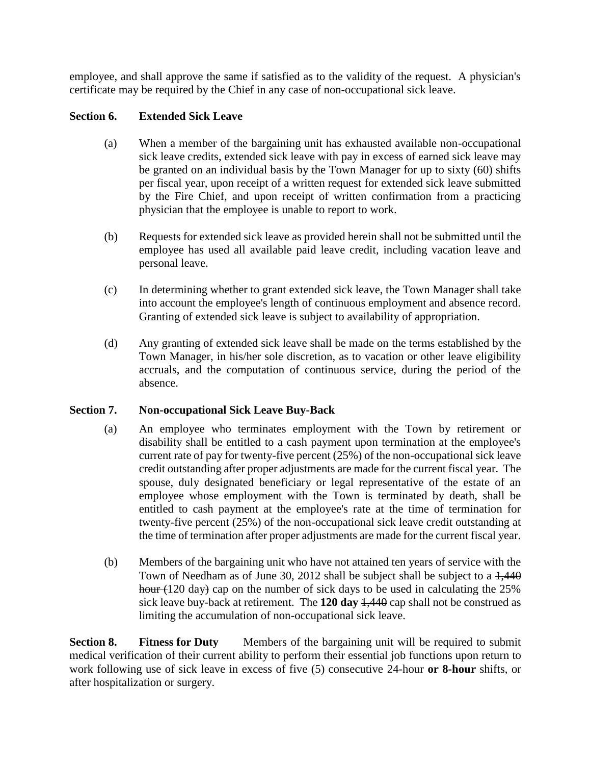employee, and shall approve the same if satisfied as to the validity of the request. A physician's certificate may be required by the Chief in any case of non-occupational sick leave.

**Section 6. Extended Sick Leave**

(a) When a member of the bargaining unit has exhausted available non-occupational sick leave credits, extended sick leave with pay in excess of earned sick leave may be granted on an individual basis by the Town Manager for up to sixty (60) shifts per fiscal year, upon receipt of a written request for extended sick leave submitted by the Fire Chief, and upon receipt of written confirmation from a practicing physician that the employee is unable to report to work.

(b) Requests for extended sick leave as provided herein shall not be submitted until the employee has used all available paid leave credit, including vacation leave and personal leave.

(c) In determining whether to grant extended sick leave, the Town Manager shall take into account the employee's length of continuous employment and absence record. Granting of extended sick leave is subject to availability of appropriation.

(d) Any granting of extended sick leave shall be made on the terms established by the Town Manager, in his/her sole discretion, as to vacation or other leave eligibility accruals, and the computation of continuous service, during the period of the absence.

**Section 7. Non-occupational Sick Leave Buy-Back**

(a) An employee who terminates employment with the Town by retirement or disability shall be entitled to a cash payment upon termination at the employee's current rate of pay for twenty-five percent (25%) of the non-occupational sick leave credit outstanding after proper adjustments are made for the current fiscal year. The spouse, duly designated beneficiary or legal representative of the estate of an employee whose employment with the Town is terminated by death, shall be entitled to cash payment at the employee's rate at the time of termination for twenty-five percent (25%) of the non-occupational sick leave credit outstanding at the time of termination after proper adjustments are made for the current fiscal year.

(b) Members of the bargaining unit who have not attained ten years of service with the Town of Needham as of June 30, 2012 shall be subject shall be subject to a ~~1,440 hour (~~120 day~~)~~ cap on the number of sick days to be used in calculating the 25% sick leave buy-back at retirement. The **120 day** ~~1,440~~ cap shall not be construed as limiting the accumulation of non-occupational sick leave.

**Section 8. Fitness for Duty** Members of the bargaining unit will be required to submit medical verification of their current ability to perform their essential job functions upon return to work following use of sick leave in excess of five (5) consecutive 24-hour **or 8-hour** shifts, or after hospitalization or surgery.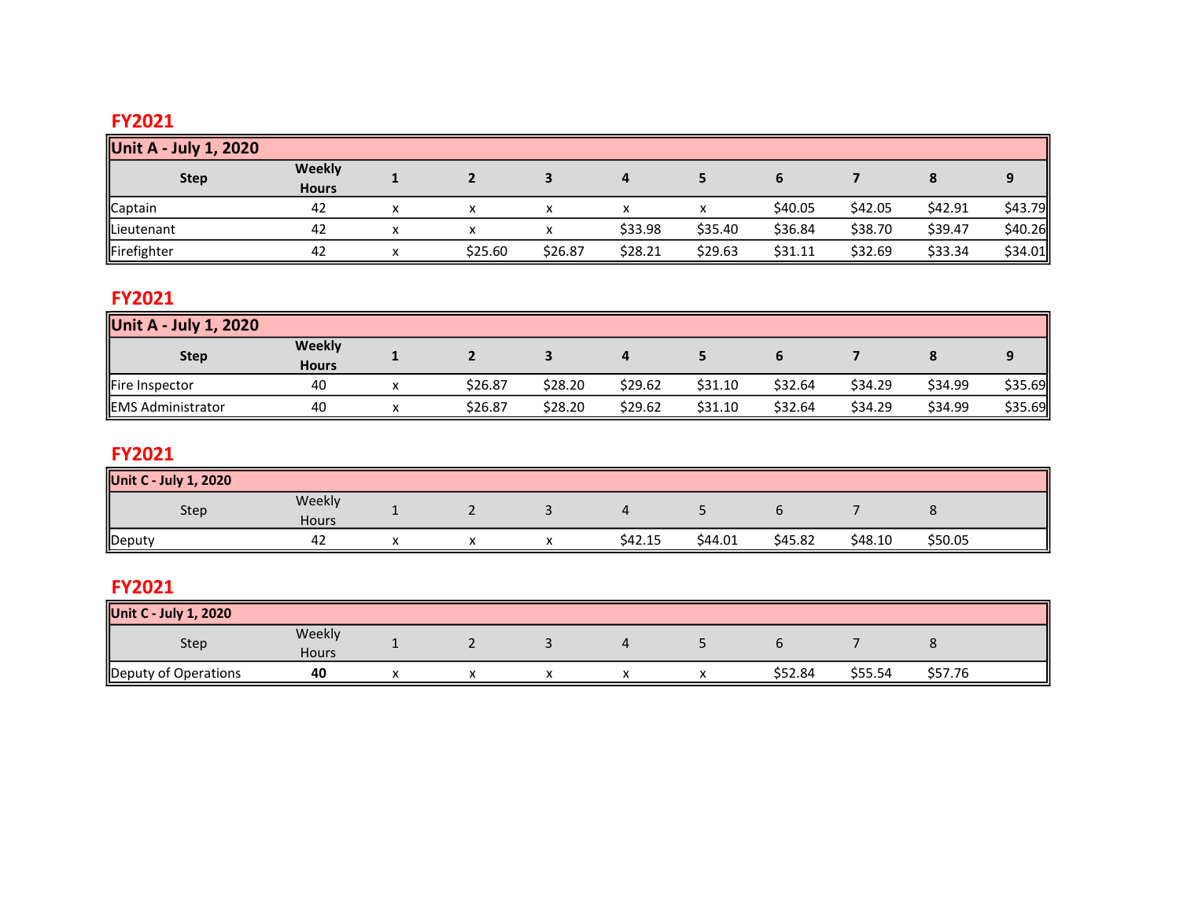## FY2021

| Unit A - July 1, 2020 | | | | | | | | | | |
|---|---|---|---|---|---|---|---|---|---|---|
| **Step** | **Weekly Hours** | **1** | **2** | **3** | **4** | **5** | **6** | **7** | **8** | **9** |
| Captain | 42 | x | x | x | x | x | $40.05 | $42.05 | $42.91 | $43.79 |
| Lieutenant | 42 | x | x | x | $33.98 | $35.40 | $36.84 | $38.70 | $39.47 | $40.26 |
| Firefighter | 42 | x | $25.60 | $26.87 | $28.21 | $29.63 | $31.11 | $32.69 | $33.34 | $34.01 |

## FY2021

| Unit A - July 1, 2020 | | | | | | | | | | |
|---|---|---|---|---|---|---|---|---|---|---|
| **Step** | **Weekly Hours** | **1** | **2** | **3** | **4** | **5** | **6** | **7** | **8** | **9** |
| Fire Inspector | 40 | x | $26.87 | $28.20 | $29.62 | $31.10 | $32.64 | $34.29 | $34.99 | $35.69 |
| EMS Administrator | 40 | x | $26.87 | $28.20 | $29.62 | $31.10 | $32.64 | $34.29 | $34.99 | $35.69 |

## FY2021

| Unit C - July 1, 2020 | | | | | | | | | |
|---|---|---|---|---|---|---|---|---|---|
| Step | Weekly Hours | 1 | 2 | 3 | 4 | 5 | 6 | 7 | 8 |
| Deputy | 42 | x | x | x | $42.15 | $44.01 | $45.82 | $48.10 | $50.05 |

## FY2021

| Unit C - July 1, 2020 | | | | | | | | | |
|---|---|---|---|---|---|---|---|---|---|
| Step | Weekly Hours | 1 | 2 | 3 | 4 | 5 | 6 | 7 | 8 |
| Deputy of Operations | **40** | x | x | x | x | x | $52.84 | $55.54 | $57.76 |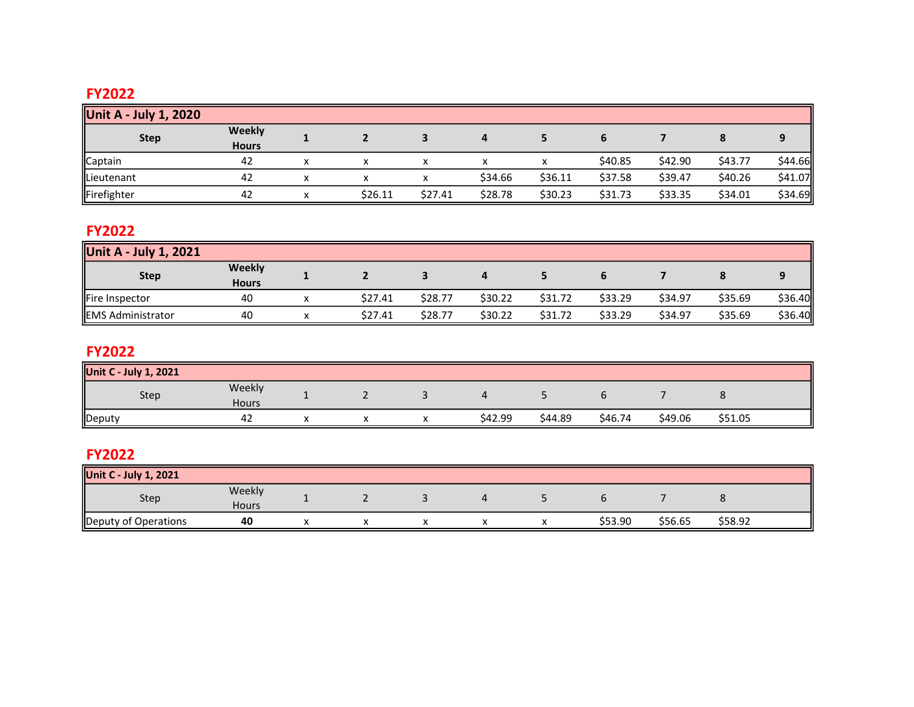## FY2022

| Unit A - July 1, 2020 | | | | | | | | | | |
|---|---|---|---|---|---|---|---|---|---|---|
| **Step** | **Weekly Hours** | **1** | **2** | **3** | **4** | **5** | **6** | **7** | **8** | **9** |
| Captain | 42 | x | x | x | x | x | $40.85 | $42.90 | $43.77 | $44.66 |
| Lieutenant | 42 | x | x | x | $34.66 | $36.11 | $37.58 | $39.47 | $40.26 | $41.07 |
| Firefighter | 42 | x | $26.11 | $27.41 | $28.78 | $30.23 | $31.73 | $33.35 | $34.01 | $34.69 |

## FY2022

| Unit A - July 1, 2021 | | | | | | | | | | |
|---|---|---|---|---|---|---|---|---|---|---|
| **Step** | **Weekly Hours** | **1** | **2** | **3** | **4** | **5** | **6** | **7** | **8** | **9** |
| Fire Inspector | 40 | x | $27.41 | $28.77 | $30.22 | $31.72 | $33.29 | $34.97 | $35.69 | $36.40 |
| EMS Administrator | 40 | x | $27.41 | $28.77 | $30.22 | $31.72 | $33.29 | $34.97 | $35.69 | $36.40 |

## FY2022

| Unit C - July 1, 2021 | | | | | | | | | |
|---|---|---|---|---|---|---|---|---|---|
| Step | Weekly Hours | 1 | 2 | 3 | 4 | 5 | 6 | 7 | 8 |
| Deputy | 42 | x | x | x | $42.99 | $44.89 | $46.74 | $49.06 | $51.05 |

## FY2022

| Unit C - July 1, 2021 | | | | | | | | | |
|---|---|---|---|---|---|---|---|---|---|
| Step | Weekly Hours | 1 | 2 | 3 | 4 | 5 | 6 | 7 | 8 |
| Deputy of Operations | **40** | x | x | x | x | x | $53.90 | $56.65 | $58.92 |